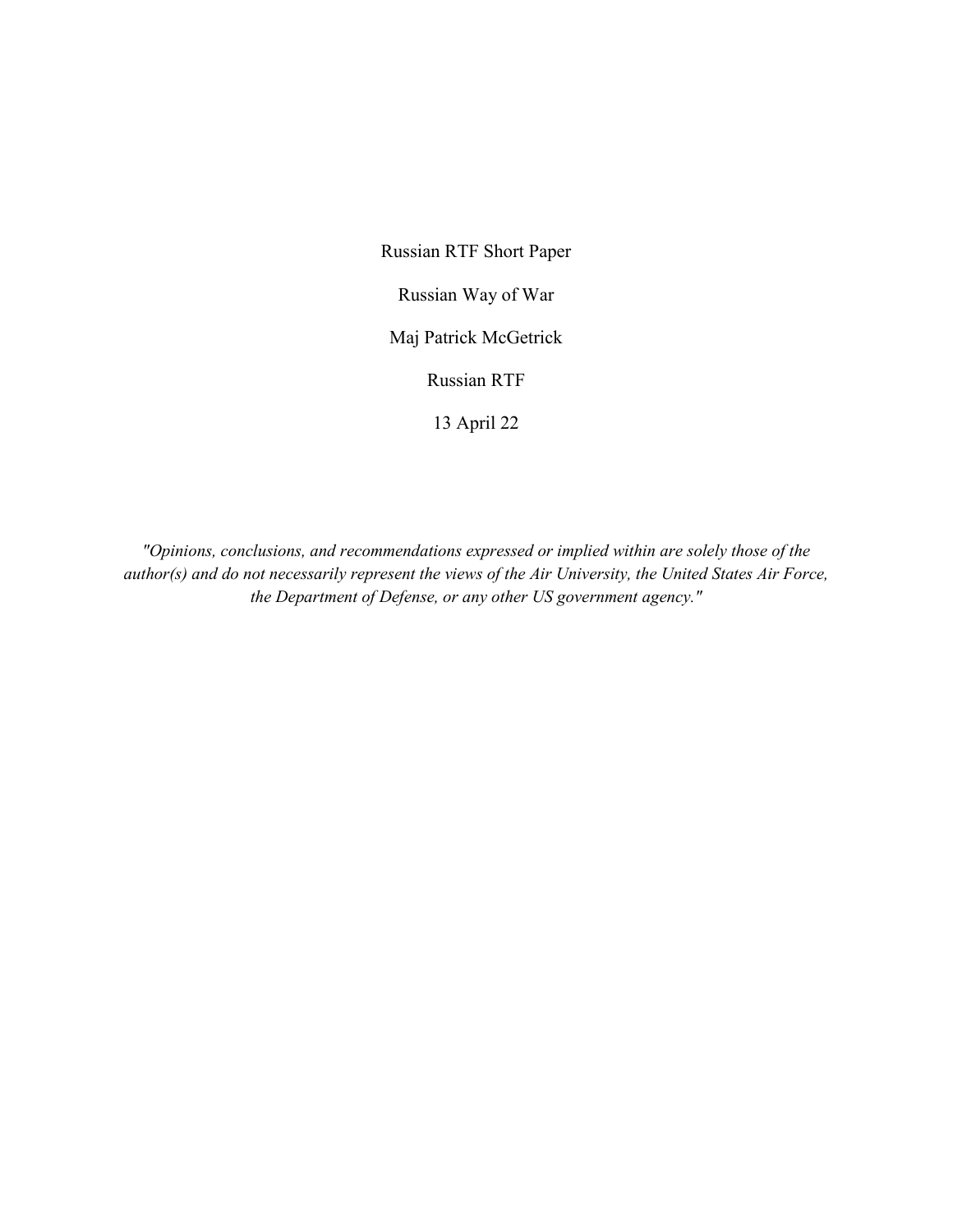Russian RTF Short Paper

Russian Way of War

Maj Patrick McGetrick

Russian RTF

13 April 22

*"Opinions, conclusions, and recommendations expressed or implied within are solely those of the author(s) and do not necessarily represent the views of the Air University, the United States Air Force, the Department of Defense, or any other US government agency."*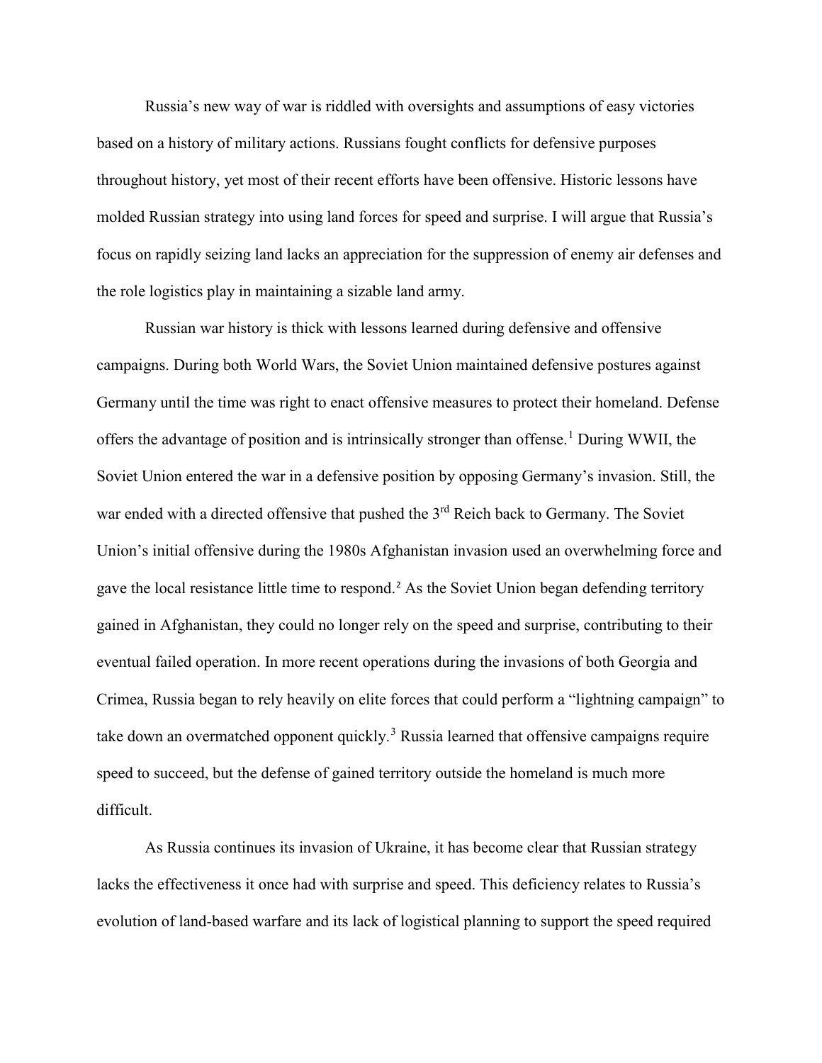Russia's new way of war is riddled with oversights and assumptions of easy victories based on a history of military actions. Russians fought conflicts for defensive purposes throughout history, yet most of their recent efforts have been offensive. Historic lessons have molded Russian strategy into using land forces for speed and surprise. I will argue that Russia's focus on rapidly seizing land lacks an appreciation for the suppression of enemy air defenses and the role logistics play in maintaining a sizable land army.

Russian war history is thick with lessons learned during defensive and offensive campaigns. During both World Wars, the Soviet Union maintained defensive postures against Germany until the time was right to enact offensive measures to protect their homeland. Defense offers the advantage of position and is intrinsically stronger than offense.[1] During WWII, the Soviet Union entered the war in a defensive position by opposing Germany's invasion. Still, the war ended with a directed offensive that pushed the 3rd Reich back to Germany. The Soviet Union's initial offensive during the 1980s Afghanistan invasion used an overwhelming force and gave the local resistance little time to respond.[2] As the Soviet Union began defending territory gained in Afghanistan, they could no longer rely on the speed and surprise, contributing to their eventual failed operation. In more recent operations during the invasions of both Georgia and Crimea, Russia began to rely heavily on elite forces that could perform a "lightning campaign" to take down an overmatched opponent quickly.[3] Russia learned that offensive campaigns require speed to succeed, but the defense of gained territory outside the homeland is much more difficult.

As Russia continues its invasion of Ukraine, it has become clear that Russian strategy lacks the effectiveness it once had with surprise and speed. This deficiency relates to Russia's evolution of land-based warfare and its lack of logistical planning to support the speed required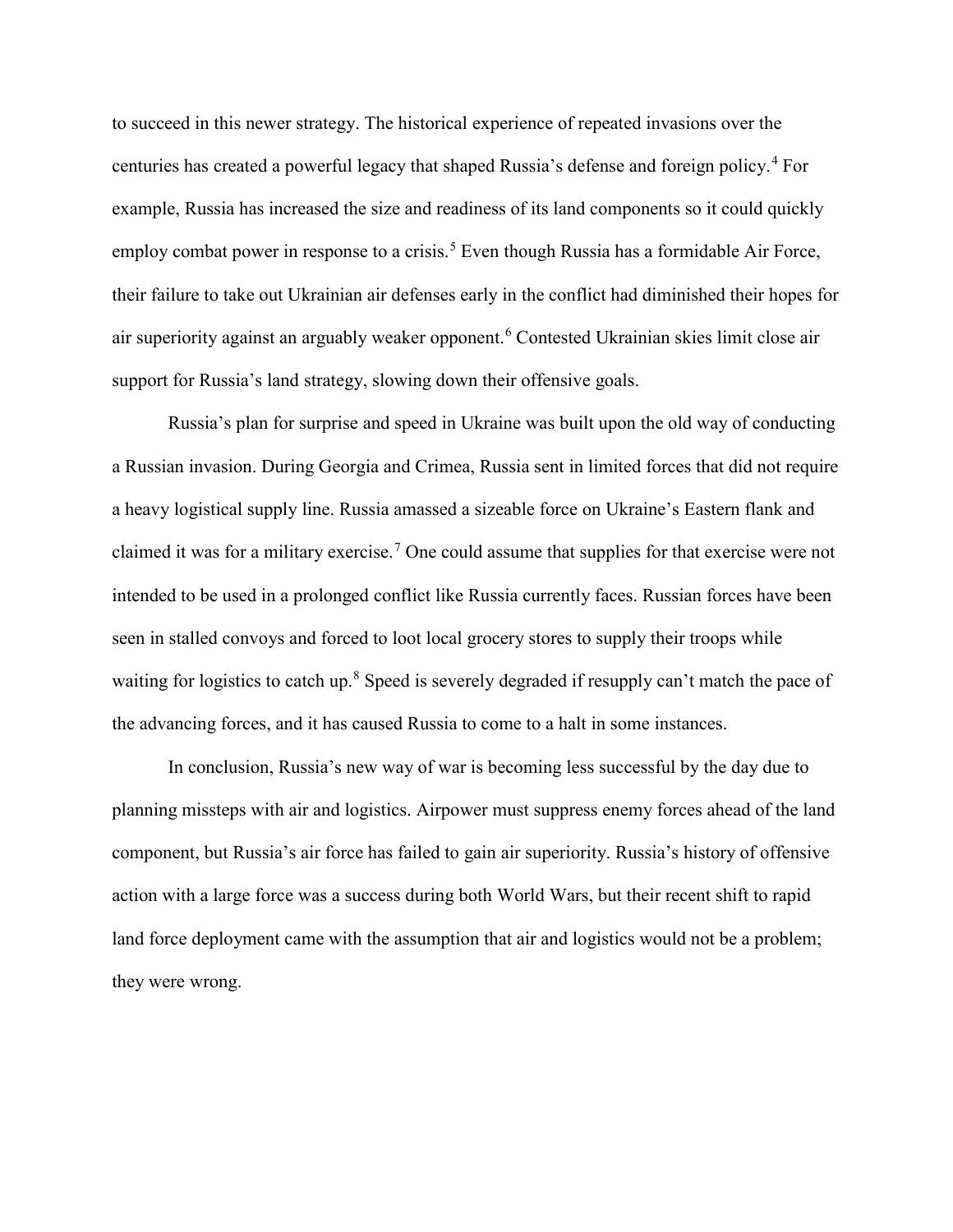to succeed in this newer strategy. The historical experience of repeated invasions over the centuries has created a powerful legacy that shaped Russia's defense and foreign policy.[4] For example, Russia has increased the size and readiness of its land components so it could quickly employ combat power in response to a crisis.[5] Even though Russia has a formidable Air Force, their failure to take out Ukrainian air defenses early in the conflict had diminished their hopes for air superiority against an arguably weaker opponent.[6] Contested Ukrainian skies limit close air support for Russia's land strategy, slowing down their offensive goals.

Russia's plan for surprise and speed in Ukraine was built upon the old way of conducting a Russian invasion. During Georgia and Crimea, Russia sent in limited forces that did not require a heavy logistical supply line. Russia amassed a sizeable force on Ukraine's Eastern flank and claimed it was for a military exercise.[7] One could assume that supplies for that exercise were not intended to be used in a prolonged conflict like Russia currently faces. Russian forces have been seen in stalled convoys and forced to loot local grocery stores to supply their troops while waiting for logistics to catch up.[8] Speed is severely degraded if resupply can't match the pace of the advancing forces, and it has caused Russia to come to a halt in some instances.

In conclusion, Russia's new way of war is becoming less successful by the day due to planning missteps with air and logistics. Airpower must suppress enemy forces ahead of the land component, but Russia's air force has failed to gain air superiority. Russia's history of offensive action with a large force was a success during both World Wars, but their recent shift to rapid land force deployment came with the assumption that air and logistics would not be a problem; they were wrong.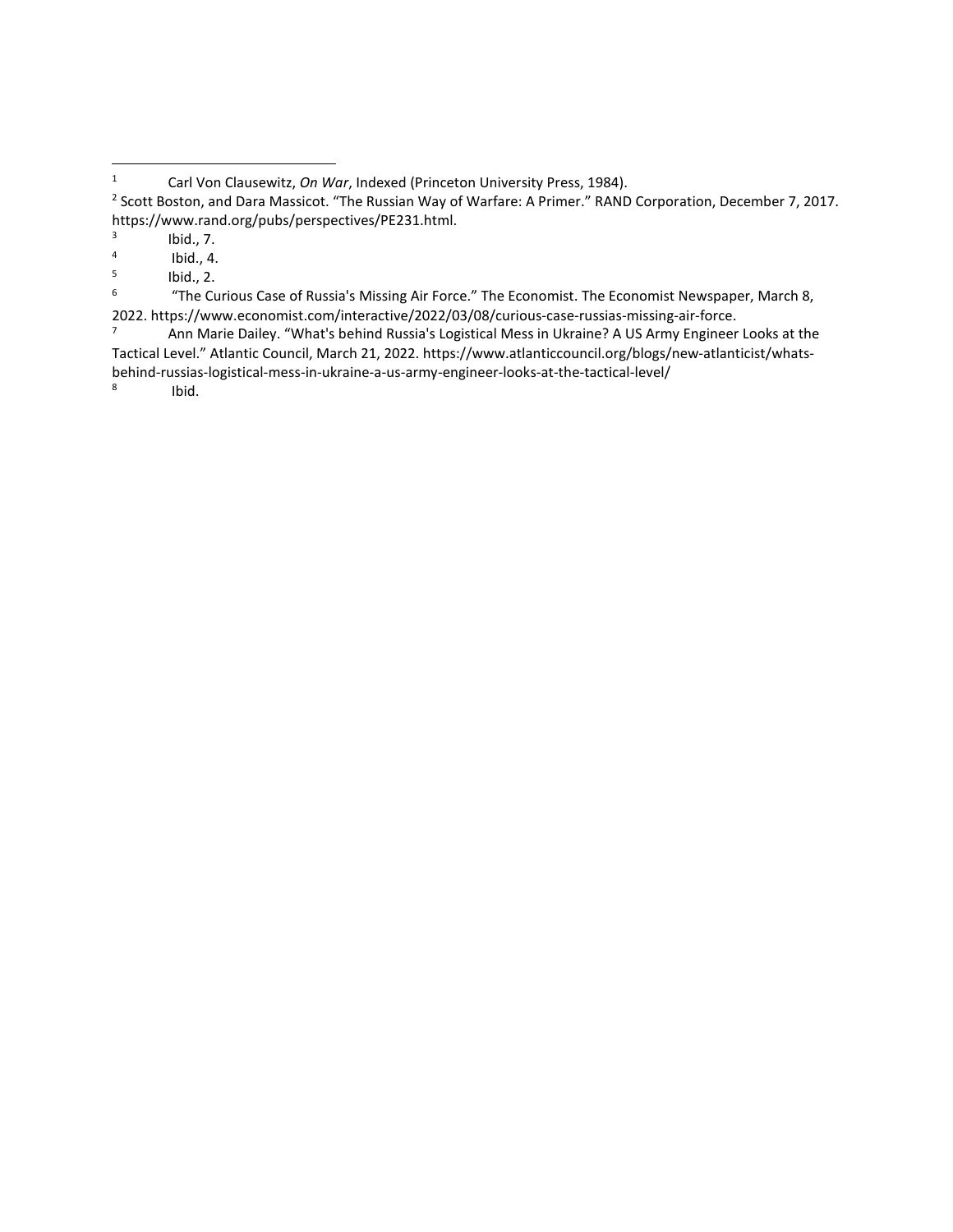[1] Carl Von Clausewitz, *On War*, Indexed (Princeton University Press, 1984).

[2] Scott Boston, and Dara Massicot. "The Russian Way of Warfare: A Primer." RAND Corporation, December 7, 2017. https://www.rand.org/pubs/perspectives/PE231.html.

[3] Ibid., 7.

[4] Ibid., 4.

[5] Ibid., 2.

[6] "The Curious Case of Russia's Missing Air Force." The Economist. The Economist Newspaper, March 8, 2022. https://www.economist.com/interactive/2022/03/08/curious-case-russias-missing-air-force.

[7] Ann Marie Dailey. "What's behind Russia's Logistical Mess in Ukraine? A US Army Engineer Looks at the Tactical Level." Atlantic Council, March 21, 2022. https://www.atlanticcouncil.org/blogs/new-atlanticist/whats-behind-russias-logistical-mess-in-ukraine-a-us-army-engineer-looks-at-the-tactical-level/

[8] Ibid.